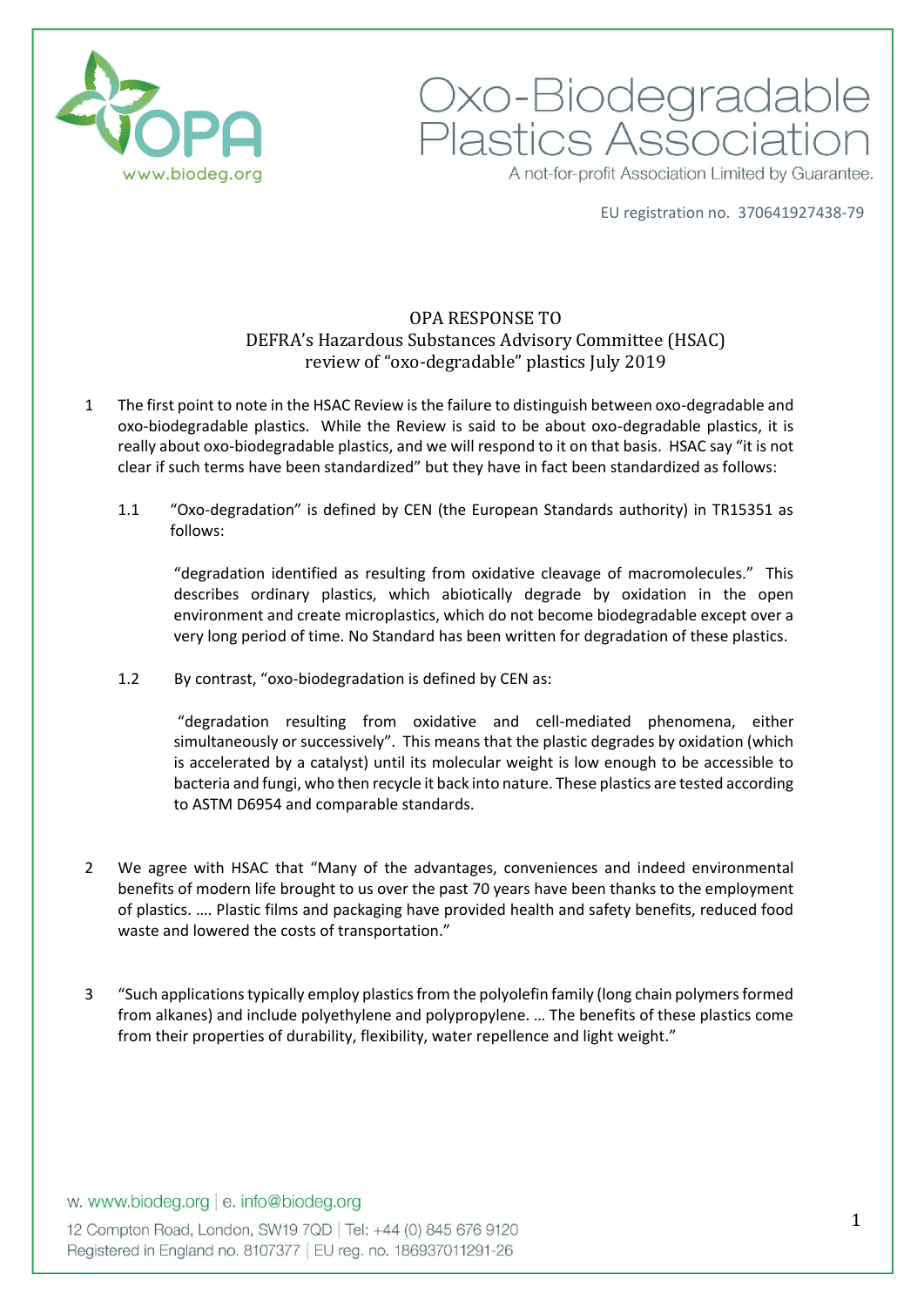# Oxo-Biodegradable Plastics Association

A not-for-profit Association Limited by Guarantee.

EU registration no. 370641927438-79

## OPA RESPONSE TO DEFRA's Hazardous Substances Advisory Committee (HSAC) review of "oxo-degradable" plastics July 2019

1 The first point to note in the HSAC Review is the failure to distinguish between oxo-degradable and oxo-biodegradable plastics. While the Review is said to be about oxo-degradable plastics, it is really about oxo-biodegradable plastics, and we will respond to it on that basis. HSAC say "it is not clear if such terms have been standardized" but they have in fact been standardized as follows:

1.1 "Oxo-degradation" is defined by CEN (the European Standards authority) in TR15351 as follows:

"degradation identified as resulting from oxidative cleavage of macromolecules." This describes ordinary plastics, which abiotically degrade by oxidation in the open environment and create microplastics, which do not become biodegradable except over a very long period of time. No Standard has been written for degradation of these plastics.

1.2 By contrast, "oxo-biodegradation is defined by CEN as:

"degradation resulting from oxidative and cell-mediated phenomena, either simultaneously or successively". This means that the plastic degrades by oxidation (which is accelerated by a catalyst) until its molecular weight is low enough to be accessible to bacteria and fungi, who then recycle it back into nature. These plastics are tested according to ASTM D6954 and comparable standards.

2 We agree with HSAC that "Many of the advantages, conveniences and indeed environmental benefits of modern life brought to us over the past 70 years have been thanks to the employment of plastics. …. Plastic films and packaging have provided health and safety benefits, reduced food waste and lowered the costs of transportation."

3 "Such applications typically employ plastics from the polyolefin family (long chain polymers formed from alkanes) and include polyethylene and polypropylene. … The benefits of these plastics come from their properties of durability, flexibility, water repellence and light weight."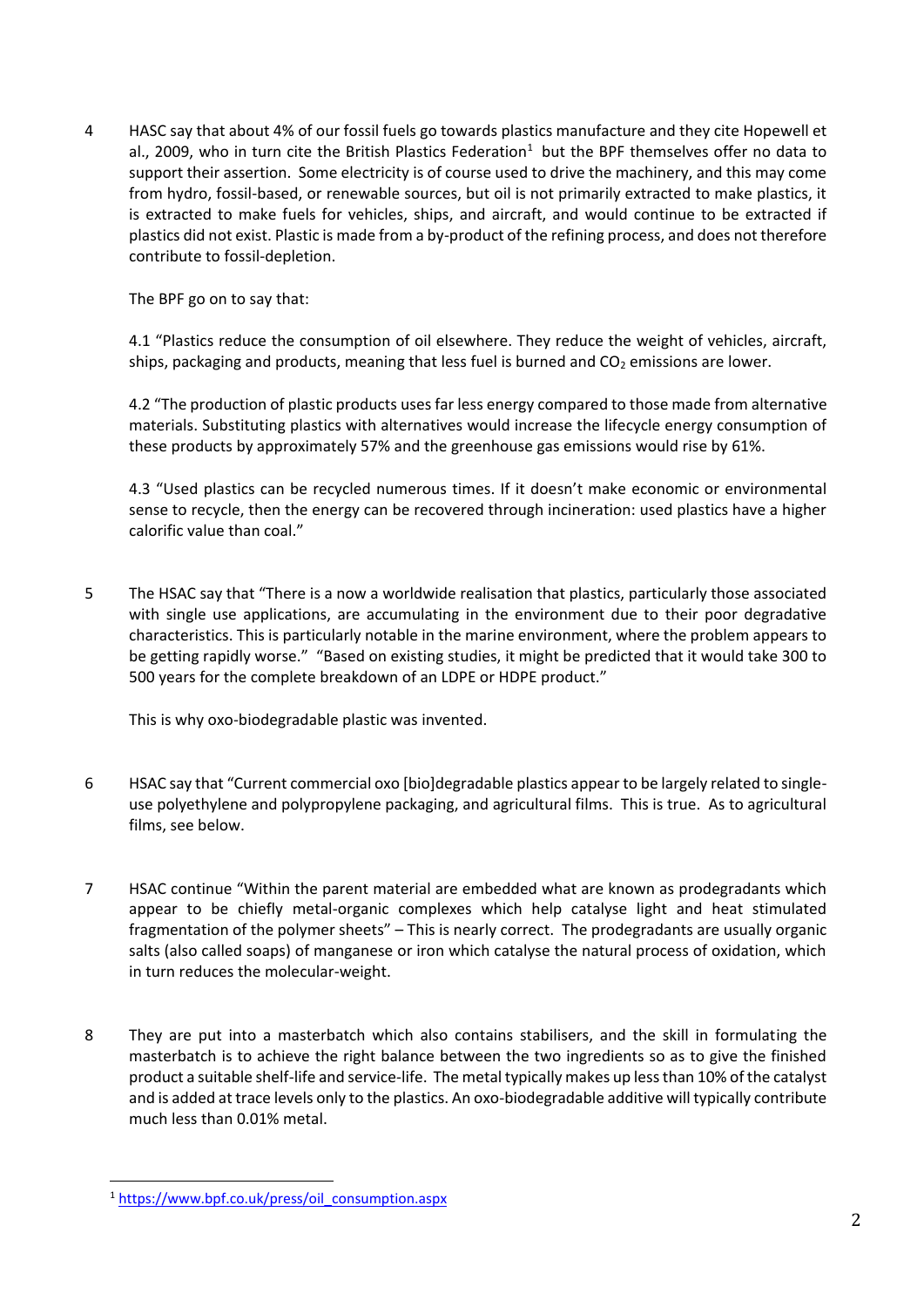4 HASC say that about 4% of our fossil fuels go towards plastics manufacture and they cite Hopewell et al., 2009, who in turn cite the British Plastics Federation[1] but the BPF themselves offer no data to support their assertion. Some electricity is of course used to drive the machinery, and this may come from hydro, fossil-based, or renewable sources, but oil is not primarily extracted to make plastics, it is extracted to make fuels for vehicles, ships, and aircraft, and would continue to be extracted if plastics did not exist. Plastic is made from a by-product of the refining process, and does not therefore contribute to fossil-depletion.

The BPF go on to say that:

4.1 "Plastics reduce the consumption of oil elsewhere. They reduce the weight of vehicles, aircraft, ships, packaging and products, meaning that less fuel is burned and $CO_2$ emissions are lower.

4.2 "The production of plastic products uses far less energy compared to those made from alternative materials. Substituting plastics with alternatives would increase the lifecycle energy consumption of these products by approximately 57% and the greenhouse gas emissions would rise by 61%.

4.3 "Used plastics can be recycled numerous times. If it doesn't make economic or environmental sense to recycle, then the energy can be recovered through incineration: used plastics have a higher calorific value than coal."

5 The HSAC say that "There is a now a worldwide realisation that plastics, particularly those associated with single use applications, are accumulating in the environment due to their poor degradative characteristics. This is particularly notable in the marine environment, where the problem appears to be getting rapidly worse." "Based on existing studies, it might be predicted that it would take 300 to 500 years for the complete breakdown of an LDPE or HDPE product."

This is why oxo-biodegradable plastic was invented.

6 HSAC say that "Current commercial oxo [bio]degradable plastics appear to be largely related to single-use polyethylene and polypropylene packaging, and agricultural films. This is true. As to agricultural films, see below.

7 HSAC continue "Within the parent material are embedded what are known as prodegradants which appear to be chiefly metal-organic complexes which help catalyse light and heat stimulated fragmentation of the polymer sheets" – This is nearly correct. The prodegradants are usually organic salts (also called soaps) of manganese or iron which catalyse the natural process of oxidation, which in turn reduces the molecular-weight.

8 They are put into a masterbatch which also contains stabilisers, and the skill in formulating the masterbatch is to achieve the right balance between the two ingredients so as to give the finished product a suitable shelf-life and service-life. The metal typically makes up less than 10% of the catalyst and is added at trace levels only to the plastics. An oxo-biodegradable additive will typically contribute much less than 0.01% metal.

---

[1] https://www.bpf.co.uk/press/oil_consumption.aspx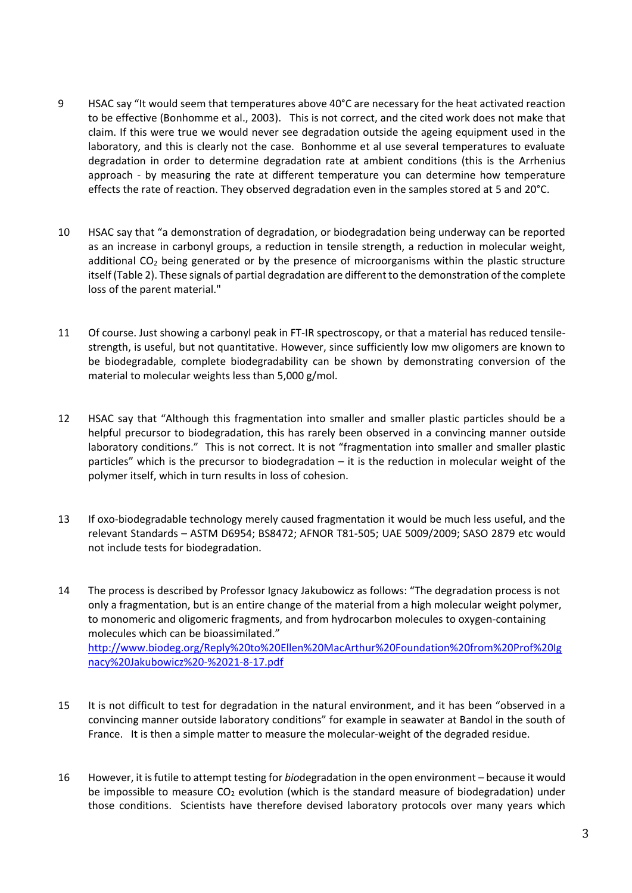9 HSAC say "It would seem that temperatures above 40°C are necessary for the heat activated reaction to be effective (Bonhomme et al., 2003). This is not correct, and the cited work does not make that claim. If this were true we would never see degradation outside the ageing equipment used in the laboratory, and this is clearly not the case. Bonhomme et al use several temperatures to evaluate degradation in order to determine degradation rate at ambient conditions (this is the Arrhenius approach - by measuring the rate at different temperature you can determine how temperature effects the rate of reaction. They observed degradation even in the samples stored at 5 and 20°C.

10 HSAC say that "a demonstration of degradation, or biodegradation being underway can be reported as an increase in carbonyl groups, a reduction in tensile strength, a reduction in molecular weight, additional $CO_2$ being generated or by the presence of microorganisms within the plastic structure itself (Table 2). These signals of partial degradation are different to the demonstration of the complete loss of the parent material."

11 Of course. Just showing a carbonyl peak in FT-IR spectroscopy, or that a material has reduced tensile-strength, is useful, but not quantitative. However, since sufficiently low mw oligomers are known to be biodegradable, complete biodegradability can be shown by demonstrating conversion of the material to molecular weights less than 5,000 g/mol.

12 HSAC say that "Although this fragmentation into smaller and smaller plastic particles should be a helpful precursor to biodegradation, this has rarely been observed in a convincing manner outside laboratory conditions." This is not correct. It is not "fragmentation into smaller and smaller plastic particles" which is the precursor to biodegradation – it is the reduction in molecular weight of the polymer itself, which in turn results in loss of cohesion.

13 If oxo-biodegradable technology merely caused fragmentation it would be much less useful, and the relevant Standards – ASTM D6954; BS8472; AFNOR T81-505; UAE 5009/2009; SASO 2879 etc would not include tests for biodegradation.

14 The process is described by Professor Ignacy Jakubowicz as follows: "The degradation process is not only a fragmentation, but is an entire change of the material from a high molecular weight polymer, to monomeric and oligomeric fragments, and from hydrocarbon molecules to oxygen-containing molecules which can be bioassimilated."
[http://www.biodeg.org/Reply%20to%20Ellen%20MacArthur%20Foundation%20from%20Prof%20Ignacy%20Jakubowicz%20-%2021-8-17.pdf](http://www.biodeg.org/Reply%20to%20Ellen%20MacArthur%20Foundation%20from%20Prof%20Ignacy%20Jakubowicz%20-%2021-8-17.pdf)

15 It is not difficult to test for degradation in the natural environment, and it has been "observed in a convincing manner outside laboratory conditions" for example in seawater at Bandol in the south of France. It is then a simple matter to measure the molecular-weight of the degraded residue.

16 However, it is futile to attempt testing for *bio*degradation in the open environment – because it would be impossible to measure $CO_2$ evolution (which is the standard measure of biodegradation) under those conditions. Scientists have therefore devised laboratory protocols over many years which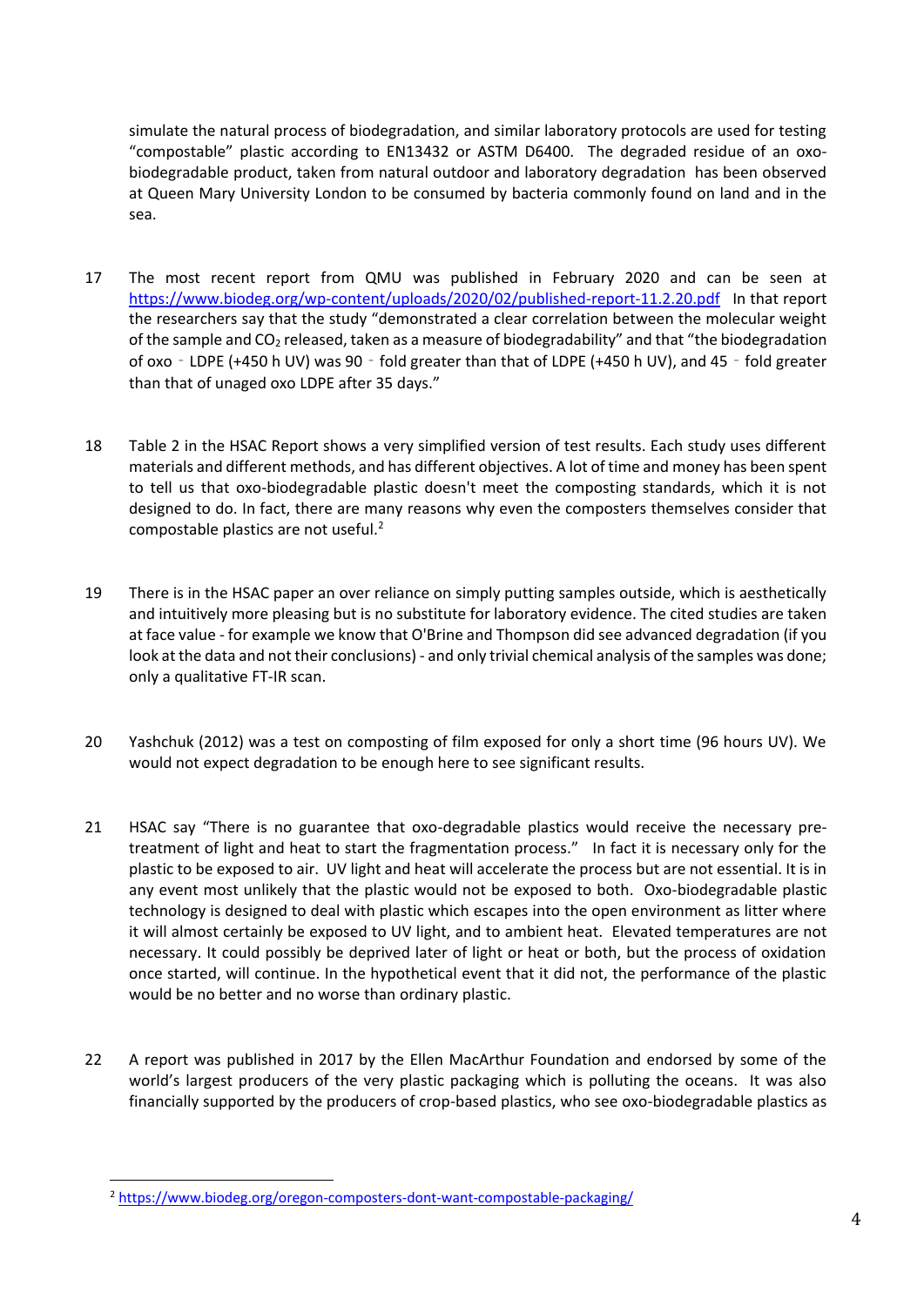simulate the natural process of biodegradation, and similar laboratory protocols are used for testing "compostable" plastic according to EN13432 or ASTM D6400. The degraded residue of an oxo-biodegradable product, taken from natural outdoor and laboratory degradation has been observed at Queen Mary University London to be consumed by bacteria commonly found on land and in the sea.

17 The most recent report from QMU was published in February 2020 and can be seen at https://www.biodeg.org/wp-content/uploads/2020/02/published-report-11.2.20.pdf In that report the researchers say that the study "demonstrated a clear correlation between the molecular weight of the sample and $CO_2$ released, taken as a measure of biodegradability" and that "the biodegradation of oxo‐LDPE (+450 h UV) was 90‐fold greater than that of LDPE (+450 h UV), and 45‐fold greater than that of unaged oxo LDPE after 35 days."

18 Table 2 in the HSAC Report shows a very simplified version of test results. Each study uses different materials and different methods, and has different objectives. A lot of time and money has been spent to tell us that oxo-biodegradable plastic doesn't meet the composting standards, which it is not designed to do. In fact, there are many reasons why even the composters themselves consider that compostable plastics are not useful.[2]

19 There is in the HSAC paper an over reliance on simply putting samples outside, which is aesthetically and intuitively more pleasing but is no substitute for laboratory evidence. The cited studies are taken at face value - for example we know that O'Brine and Thompson did see advanced degradation (if you look at the data and not their conclusions) - and only trivial chemical analysis of the samples was done; only a qualitative FT-IR scan.

20 Yashchuk (2012) was a test on composting of film exposed for only a short time (96 hours UV). We would not expect degradation to be enough here to see significant results.

21 HSAC say "There is no guarantee that oxo-degradable plastics would receive the necessary pre-treatment of light and heat to start the fragmentation process." In fact it is necessary only for the plastic to be exposed to air. UV light and heat will accelerate the process but are not essential. It is in any event most unlikely that the plastic would not be exposed to both. Oxo-biodegradable plastic technology is designed to deal with plastic which escapes into the open environment as litter where it will almost certainly be exposed to UV light, and to ambient heat. Elevated temperatures are not necessary. It could possibly be deprived later of light or heat or both, but the process of oxidation once started, will continue. In the hypothetical event that it did not, the performance of the plastic would be no better and no worse than ordinary plastic.

22 A report was published in 2017 by the Ellen MacArthur Foundation and endorsed by some of the world's largest producers of the very plastic packaging which is polluting the oceans. It was also financially supported by the producers of crop-based plastics, who see oxo-biodegradable plastics as

---

[2] https://www.biodeg.org/oregon-composters-dont-want-compostable-packaging/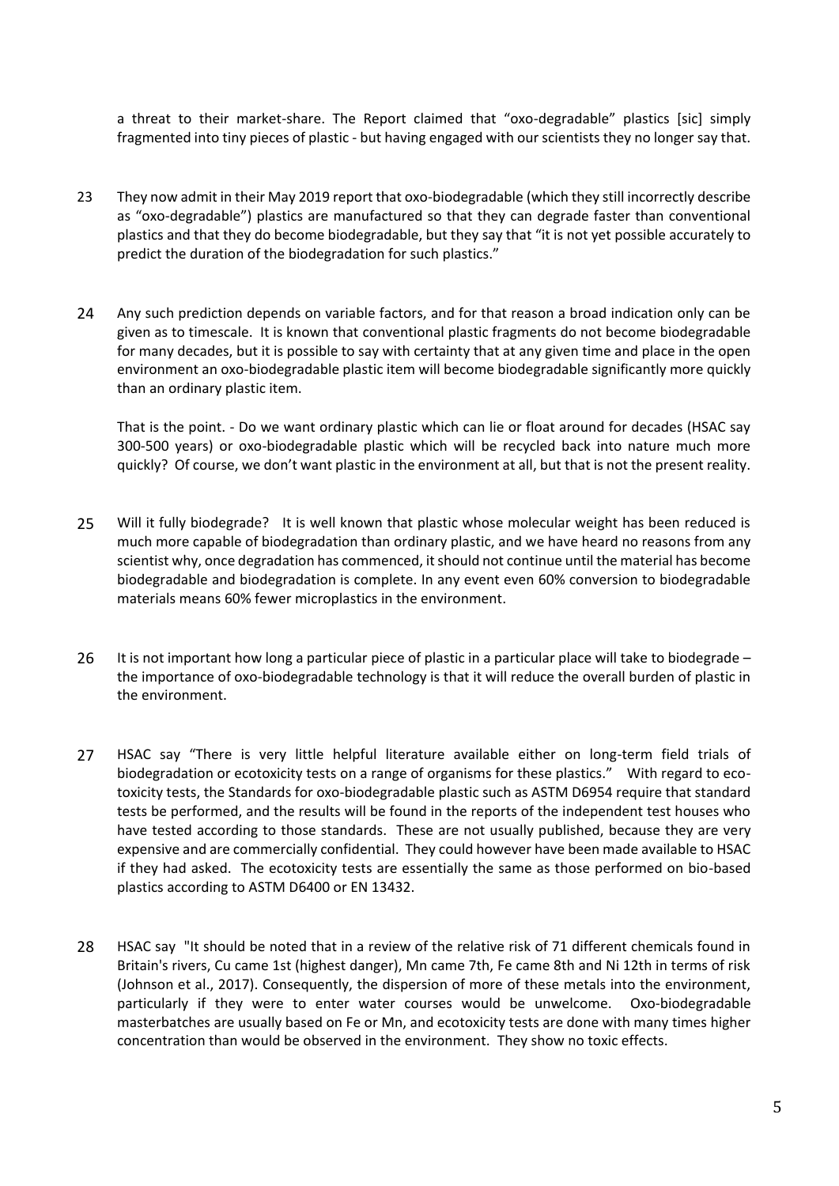a threat to their market-share. The Report claimed that "oxo-degradable" plastics [sic] simply fragmented into tiny pieces of plastic - but having engaged with our scientists they no longer say that.

23 They now admit in their May 2019 report that oxo-biodegradable (which they still incorrectly describe as "oxo-degradable") plastics are manufactured so that they can degrade faster than conventional plastics and that they do become biodegradable, but they say that "it is not yet possible accurately to predict the duration of the biodegradation for such plastics."

24 Any such prediction depends on variable factors, and for that reason a broad indication only can be given as to timescale. It is known that conventional plastic fragments do not become biodegradable for many decades, but it is possible to say with certainty that at any given time and place in the open environment an oxo-biodegradable plastic item will become biodegradable significantly more quickly than an ordinary plastic item.

That is the point. - Do we want ordinary plastic which can lie or float around for decades (HSAC say 300-500 years) or oxo-biodegradable plastic which will be recycled back into nature much more quickly? Of course, we don't want plastic in the environment at all, but that is not the present reality.

25 Will it fully biodegrade? It is well known that plastic whose molecular weight has been reduced is much more capable of biodegradation than ordinary plastic, and we have heard no reasons from any scientist why, once degradation has commenced, it should not continue until the material has become biodegradable and biodegradation is complete. In any event even 60% conversion to biodegradable materials means 60% fewer microplastics in the environment.

26 It is not important how long a particular piece of plastic in a particular place will take to biodegrade – the importance of oxo-biodegradable technology is that it will reduce the overall burden of plastic in the environment.

27 HSAC say "There is very little helpful literature available either on long-term field trials of biodegradation or ecotoxicity tests on a range of organisms for these plastics." With regard to eco-toxicity tests, the Standards for oxo-biodegradable plastic such as ASTM D6954 require that standard tests be performed, and the results will be found in the reports of the independent test houses who have tested according to those standards. These are not usually published, because they are very expensive and are commercially confidential. They could however have been made available to HSAC if they had asked. The ecotoxicity tests are essentially the same as those performed on bio-based plastics according to ASTM D6400 or EN 13432.

28 HSAC say "It should be noted that in a review of the relative risk of 71 different chemicals found in Britain's rivers, Cu came 1st (highest danger), Mn came 7th, Fe came 8th and Ni 12th in terms of risk (Johnson et al., 2017). Consequently, the dispersion of more of these metals into the environment, particularly if they were to enter water courses would be unwelcome. Oxo-biodegradable masterbatches are usually based on Fe or Mn, and ecotoxicity tests are done with many times higher concentration than would be observed in the environment. They show no toxic effects.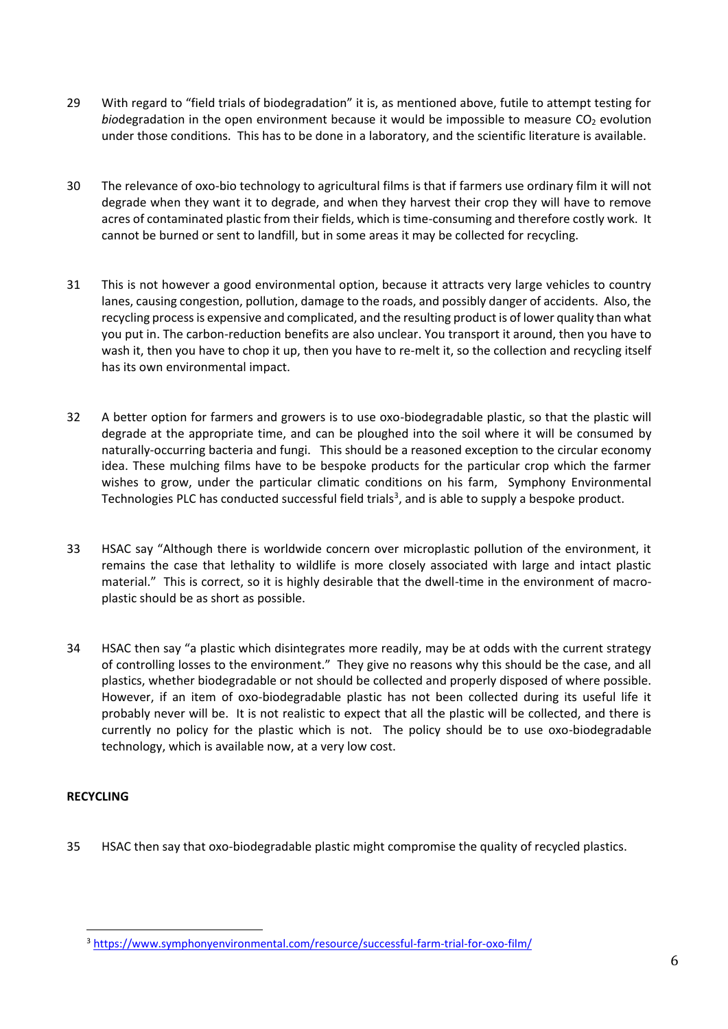29 With regard to "field trials of biodegradation" it is, as mentioned above, futile to attempt testing for *bio*degradation in the open environment because it would be impossible to measure $CO_2$ evolution under those conditions. This has to be done in a laboratory, and the scientific literature is available.

30 The relevance of oxo-bio technology to agricultural films is that if farmers use ordinary film it will not degrade when they want it to degrade, and when they harvest their crop they will have to remove acres of contaminated plastic from their fields, which is time-consuming and therefore costly work. It cannot be burned or sent to landfill, but in some areas it may be collected for recycling.

31 This is not however a good environmental option, because it attracts very large vehicles to country lanes, causing congestion, pollution, damage to the roads, and possibly danger of accidents. Also, the recycling process is expensive and complicated, and the resulting product is of lower quality than what you put in. The carbon-reduction benefits are also unclear. You transport it around, then you have to wash it, then you have to chop it up, then you have to re-melt it, so the collection and recycling itself has its own environmental impact.

32 A better option for farmers and growers is to use oxo-biodegradable plastic, so that the plastic will degrade at the appropriate time, and can be ploughed into the soil where it will be consumed by naturally-occurring bacteria and fungi. This should be a reasoned exception to the circular economy idea. These mulching films have to be bespoke products for the particular crop which the farmer wishes to grow, under the particular climatic conditions on his farm, Symphony Environmental Technologies PLC has conducted successful field trials[3], and is able to supply a bespoke product.

33 HSAC say "Although there is worldwide concern over microplastic pollution of the environment, it remains the case that lethality to wildlife is more closely associated with large and intact plastic material." This is correct, so it is highly desirable that the dwell-time in the environment of macro-plastic should be as short as possible.

34 HSAC then say "a plastic which disintegrates more readily, may be at odds with the current strategy of controlling losses to the environment." They give no reasons why this should be the case, and all plastics, whether biodegradable or not should be collected and properly disposed of where possible. However, if an item of oxo-biodegradable plastic has not been collected during its useful life it probably never will be. It is not realistic to expect that all the plastic will be collected, and there is currently no policy for the plastic which is not. The policy should be to use oxo-biodegradable technology, which is available now, at a very low cost.

**RECYCLING**

35 HSAC then say that oxo-biodegradable plastic might compromise the quality of recycled plastics.

---

[3] https://www.symphonyenvironmental.com/resource/successful-farm-trial-for-oxo-film/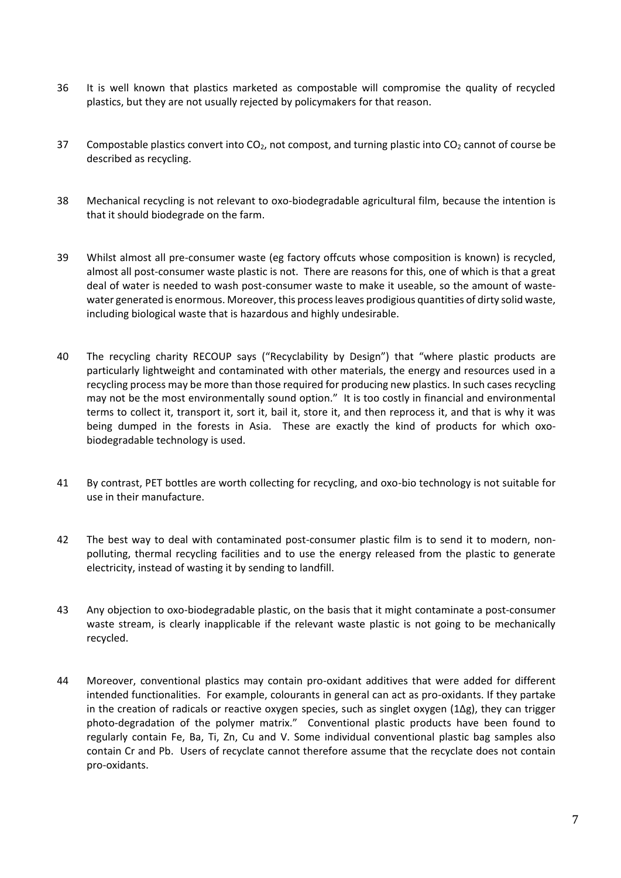36 It is well known that plastics marketed as compostable will compromise the quality of recycled plastics, but they are not usually rejected by policymakers for that reason.

37 Compostable plastics convert into $CO_2$, not compost, and turning plastic into $CO_2$ cannot of course be described as recycling.

38 Mechanical recycling is not relevant to oxo-biodegradable agricultural film, because the intention is that it should biodegrade on the farm.

39 Whilst almost all pre-consumer waste (eg factory offcuts whose composition is known) is recycled, almost all post-consumer waste plastic is not. There are reasons for this, one of which is that a great deal of water is needed to wash post-consumer waste to make it useable, so the amount of waste-water generated is enormous. Moreover, this process leaves prodigious quantities of dirty solid waste, including biological waste that is hazardous and highly undesirable.

40 The recycling charity RECOUP says ("Recyclability by Design") that "where plastic products are particularly lightweight and contaminated with other materials, the energy and resources used in a recycling process may be more than those required for producing new plastics. In such cases recycling may not be the most environmentally sound option." It is too costly in financial and environmental terms to collect it, transport it, sort it, bail it, store it, and then reprocess it, and that is why it was being dumped in the forests in Asia. These are exactly the kind of products for which oxo-biodegradable technology is used.

41 By contrast, PET bottles are worth collecting for recycling, and oxo-bio technology is not suitable for use in their manufacture.

42 The best way to deal with contaminated post-consumer plastic film is to send it to modern, non-polluting, thermal recycling facilities and to use the energy released from the plastic to generate electricity, instead of wasting it by sending to landfill.

43 Any objection to oxo-biodegradable plastic, on the basis that it might contaminate a post-consumer waste stream, is clearly inapplicable if the relevant waste plastic is not going to be mechanically recycled.

44 Moreover, conventional plastics may contain pro-oxidant additives that were added for different intended functionalities. For example, colourants in general can act as pro-oxidants. If they partake in the creation of radicals or reactive oxygen species, such as singlet oxygen ($1\Delta g$), they can trigger photo-degradation of the polymer matrix." Conventional plastic products have been found to regularly contain Fe, Ba, Ti, Zn, Cu and V. Some individual conventional plastic bag samples also contain Cr and Pb. Users of recyclate cannot therefore assume that the recyclate does not contain pro-oxidants.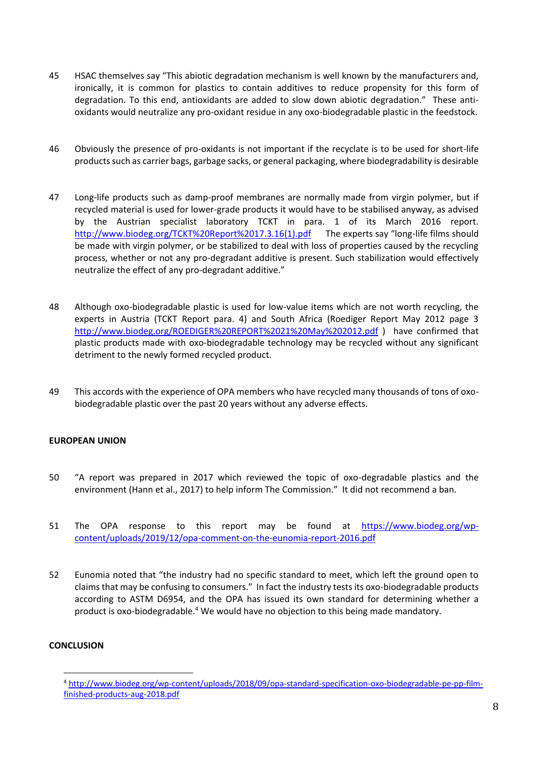45 HSAC themselves say "This abiotic degradation mechanism is well known by the manufacturers and, ironically, it is common for plastics to contain additives to reduce propensity for this form of degradation. To this end, antioxidants are added to slow down abiotic degradation." These anti-oxidants would neutralize any pro-oxidant residue in any oxo-biodegradable plastic in the feedstock.

46 Obviously the presence of pro-oxidants is not important if the recyclate is to be used for short-life products such as carrier bags, garbage sacks, or general packaging, where biodegradability is desirable

47 Long-life products such as damp-proof membranes are normally made from virgin polymer, but if recycled material is used for lower-grade products it would have to be stabilised anyway, as advised by the Austrian specialist laboratory TCKT in para. 1 of its March 2016 report. http://www.biodeg.org/TCKT%20Report%2017.3.16(1).pdf The experts say "long-life films should be made with virgin polymer, or be stabilized to deal with loss of properties caused by the recycling process, whether or not any pro-degradant additive is present. Such stabilization would effectively neutralize the effect of any pro-degradant additive."

48 Although oxo-biodegradable plastic is used for low-value items which are not worth recycling, the experts in Austria (TCKT Report para. 4) and South Africa (Roediger Report May 2012 page 3 http://www.biodeg.org/ROEDIGER%20REPORT%2021%20May%202012.pdf ) have confirmed that plastic products made with oxo-biodegradable technology may be recycled without any significant detriment to the newly formed recycled product.

49 This accords with the experience of OPA members who have recycled many thousands of tons of oxo-biodegradable plastic over the past 20 years without any adverse effects.

**EUROPEAN UNION**

50 "A report was prepared in 2017 which reviewed the topic of oxo-degradable plastics and the environment (Hann et al., 2017) to help inform The Commission." It did not recommend a ban.

51 The OPA response to this report may be found at https://www.biodeg.org/wp-content/uploads/2019/12/opa-comment-on-the-eunomia-report-2016.pdf

52 Eunomia noted that "the industry had no specific standard to meet, which left the ground open to claims that may be confusing to consumers." In fact the industry tests its oxo-biodegradable products according to ASTM D6954, and the OPA has issued its own standard for determining whether a product is oxo-biodegradable.[4] We would have no objection to this being made mandatory.

**CONCLUSION**

[4] http://www.biodeg.org/wp-content/uploads/2018/09/opa-standard-specification-oxo-biodegradable-pe-pp-film-finished-products-aug-2018.pdf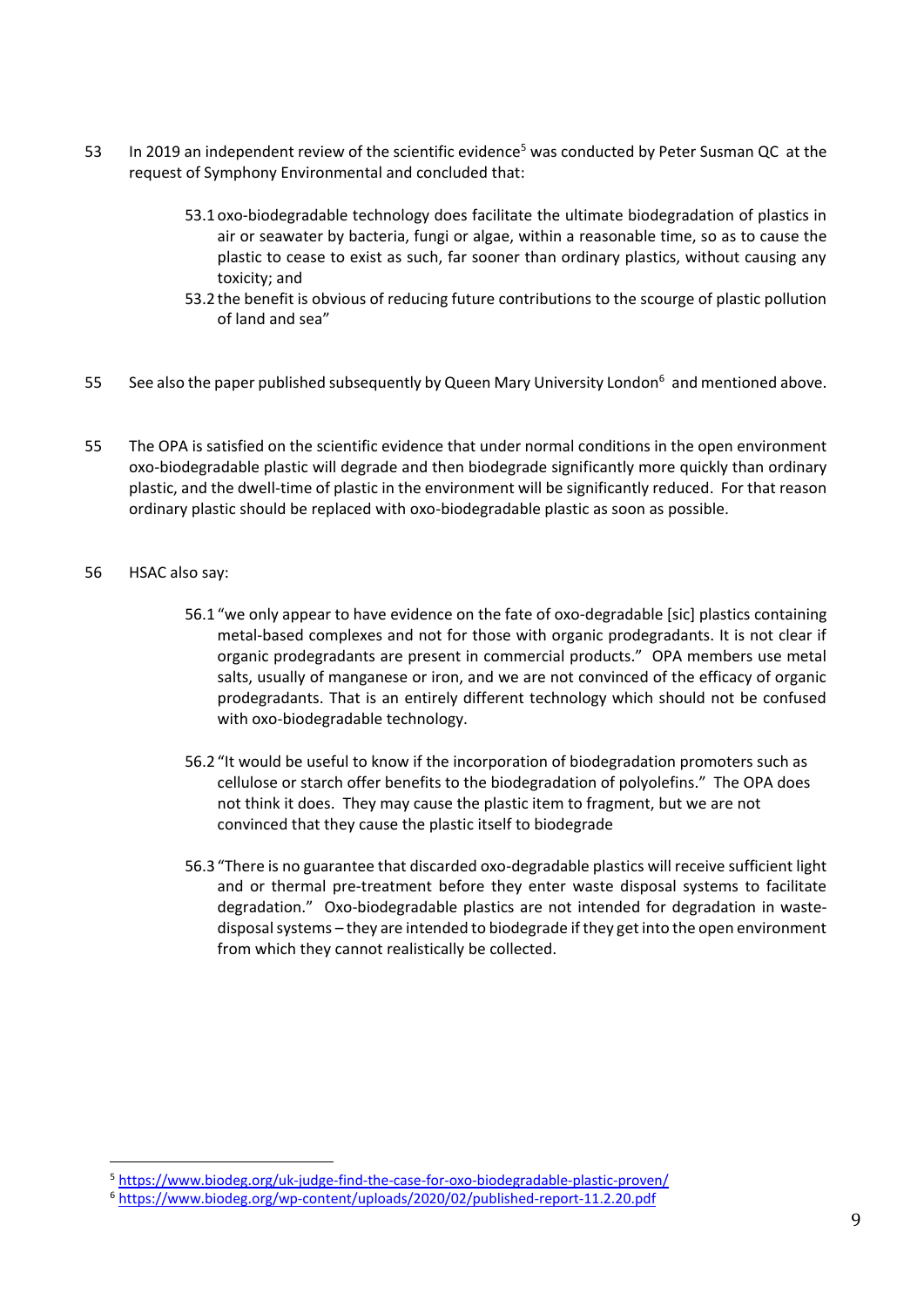53 In 2019 an independent review of the scientific evidence[5] was conducted by Peter Susman QC at the request of Symphony Environmental and concluded that:

> 53.1 oxo-biodegradable technology does facilitate the ultimate biodegradation of plastics in air or seawater by bacteria, fungi or algae, within a reasonable time, so as to cause the plastic to cease to exist as such, far sooner than ordinary plastics, without causing any toxicity; and
>
> 53.2 the benefit is obvious of reducing future contributions to the scourge of plastic pollution of land and sea"

55 See also the paper published subsequently by Queen Mary University London[6] and mentioned above.

55 The OPA is satisfied on the scientific evidence that under normal conditions in the open environment oxo-biodegradable plastic will degrade and then biodegrade significantly more quickly than ordinary plastic, and the dwell-time of plastic in the environment will be significantly reduced. For that reason ordinary plastic should be replaced with oxo-biodegradable plastic as soon as possible.

56 HSAC also say:

> 56.1 "we only appear to have evidence on the fate of oxo-degradable [sic] plastics containing metal-based complexes and not for those with organic prodegradants. It is not clear if organic prodegradants are present in commercial products." OPA members use metal salts, usually of manganese or iron, and we are not convinced of the efficacy of organic prodegradants. That is an entirely different technology which should not be confused with oxo-biodegradable technology.
>
> 56.2 "It would be useful to know if the incorporation of biodegradation promoters such as cellulose or starch offer benefits to the biodegradation of polyolefins." The OPA does not think it does. They may cause the plastic item to fragment, but we are not convinced that they cause the plastic itself to biodegrade
>
> 56.3 "There is no guarantee that discarded oxo-degradable plastics will receive sufficient light and or thermal pre-treatment before they enter waste disposal systems to facilitate degradation." Oxo-biodegradable plastics are not intended for degradation in waste-disposal systems – they are intended to biodegrade if they get into the open environment from which they cannot realistically be collected.

---

[5] https://www.biodeg.org/uk-judge-find-the-case-for-oxo-biodegradable-plastic-proven/

[6] https://www.biodeg.org/wp-content/uploads/2020/02/published-report-11.2.20.pdf